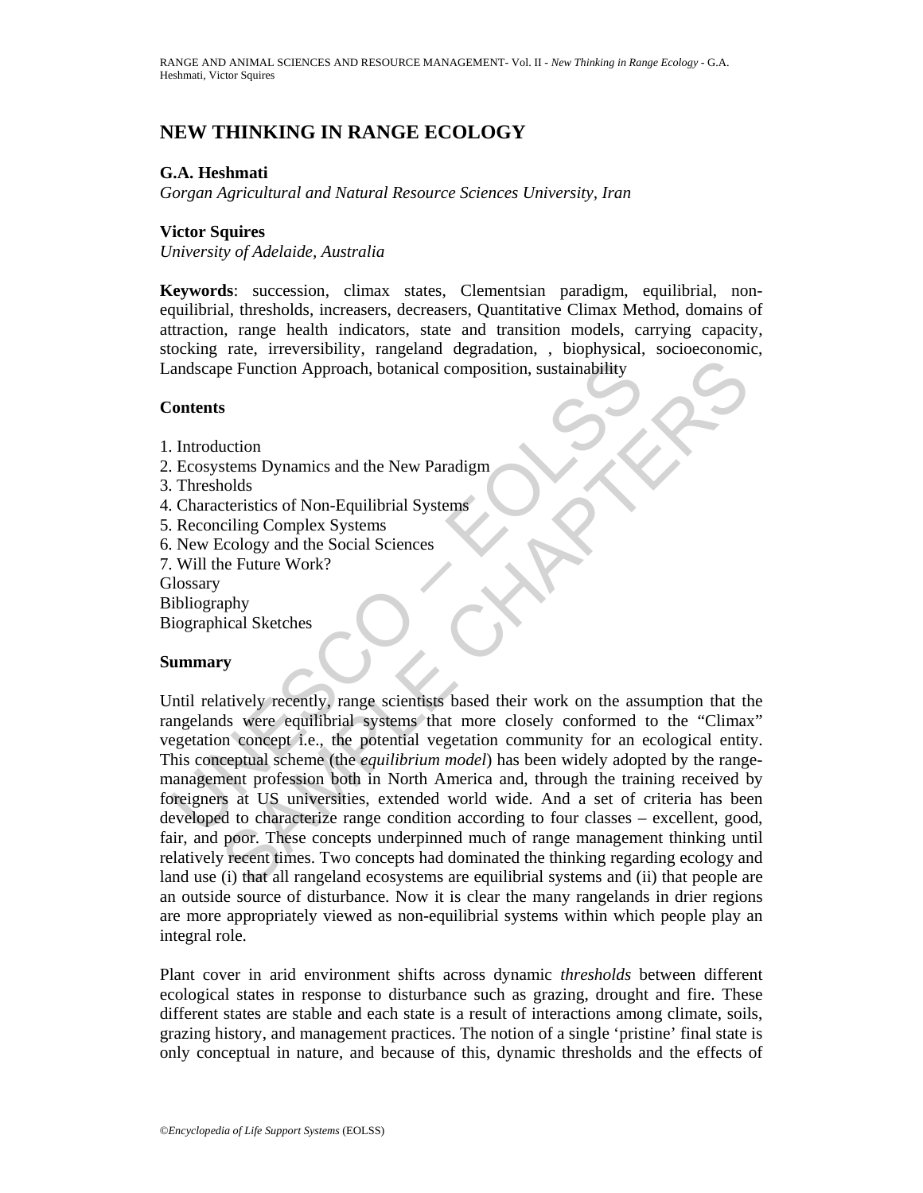# NEW THINKING IN RANGE ECOLOGY

**G.A. Heshmati**

*Gorgan Agricultural and Natural Resource Sciences University, Iran*

**Victor Squires**

*University of Adelaide, Australia*

**Keywords**: succession, climax states, Clementsian paradigm, equilibrial, non-equilibrial, thresholds, increasers, decreasers, Quantitative Climax Method, domains of attraction, range health indicators, state and transition models, carrying capacity, stocking rate, irreversibility, rangeland degradation, , biophysical, socioeconomic, Landscape Function Approach, botanical composition, sustainability

## Contents

1. Introduction
2. Ecosystems Dynamics and the New Paradigm
3. Thresholds
4. Characteristics of Non-Equilibrial Systems
5. Reconciling Complex Systems
6. New Ecology and the Social Sciences
7. Will the Future Work?

Glossary
Bibliography
Biographical Sketches

## Summary

Until relatively recently, range scientists based their work on the assumption that the rangelands were equilibrial systems that more closely conformed to the "Climax" vegetation concept i.e., the potential vegetation community for an ecological entity. This conceptual scheme (the *equilibrium model*) has been widely adopted by the range-management profession both in North America and, through the training received by foreigners at US universities, extended world wide. And a set of criteria has been developed to characterize range condition according to four classes – excellent, good, fair, and poor. These concepts underpinned much of range management thinking until relatively recent times. Two concepts had dominated the thinking regarding ecology and land use (i) that all rangeland ecosystems are equilibrial systems and (ii) that people are an outside source of disturbance. Now it is clear the many rangelands in drier regions are more appropriately viewed as non-equilibrial systems within which people play an integral role.

Plant cover in arid environment shifts across dynamic *thresholds* between different ecological states in response to disturbance such as grazing, drought and fire. These different states are stable and each state is a result of interactions among climate, soils, grazing history, and management practices. The notion of a single 'pristine' final state is only conceptual in nature, and because of this, dynamic thresholds and the effects of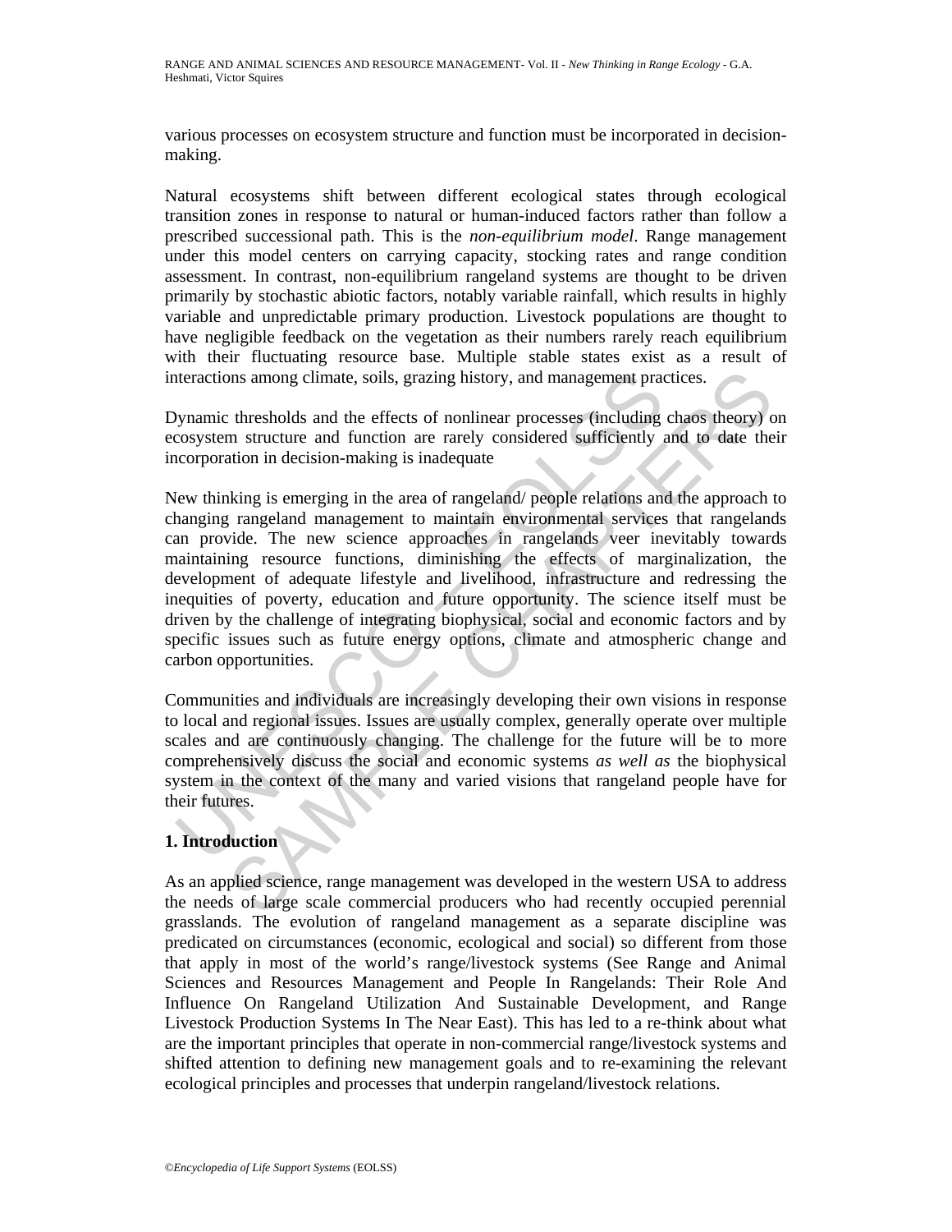various processes on ecosystem structure and function must be incorporated in decision-making.

Natural ecosystems shift between different ecological states through ecological transition zones in response to natural or human-induced factors rather than follow a prescribed successional path. This is the *non-equilibrium model*. Range management under this model centers on carrying capacity, stocking rates and range condition assessment. In contrast, non-equilibrium rangeland systems are thought to be driven primarily by stochastic abiotic factors, notably variable rainfall, which results in highly variable and unpredictable primary production. Livestock populations are thought to have negligible feedback on the vegetation as their numbers rarely reach equilibrium with their fluctuating resource base. Multiple stable states exist as a result of interactions among climate, soils, grazing history, and management practices.

Dynamic thresholds and the effects of nonlinear processes (including chaos theory) on ecosystem structure and function are rarely considered sufficiently and to date their incorporation in decision-making is inadequate

New thinking is emerging in the area of rangeland/ people relations and the approach to changing rangeland management to maintain environmental services that rangelands can provide. The new science approaches in rangelands veer inevitably towards maintaining resource functions, diminishing the effects of marginalization, the development of adequate lifestyle and livelihood, infrastructure and redressing the inequities of poverty, education and future opportunity. The science itself must be driven by the challenge of integrating biophysical, social and economic factors and by specific issues such as future energy options, climate and atmospheric change and carbon opportunities.

Communities and individuals are increasingly developing their own visions in response to local and regional issues. Issues are usually complex, generally operate over multiple scales and are continuously changing. The challenge for the future will be to more comprehensively discuss the social and economic systems *as well as* the biophysical system in the context of the many and varied visions that rangeland people have for their futures.

## 1. Introduction

As an applied science, range management was developed in the western USA to address the needs of large scale commercial producers who had recently occupied perennial grasslands. The evolution of rangeland management as a separate discipline was predicated on circumstances (economic, ecological and social) so different from those that apply in most of the world's range/livestock systems (See Range and Animal Sciences and Resources Management and People In Rangelands: Their Role And Influence On Rangeland Utilization And Sustainable Development, and Range Livestock Production Systems In The Near East). This has led to a re-think about what are the important principles that operate in non-commercial range/livestock systems and shifted attention to defining new management goals and to re-examining the relevant ecological principles and processes that underpin rangeland/livestock relations.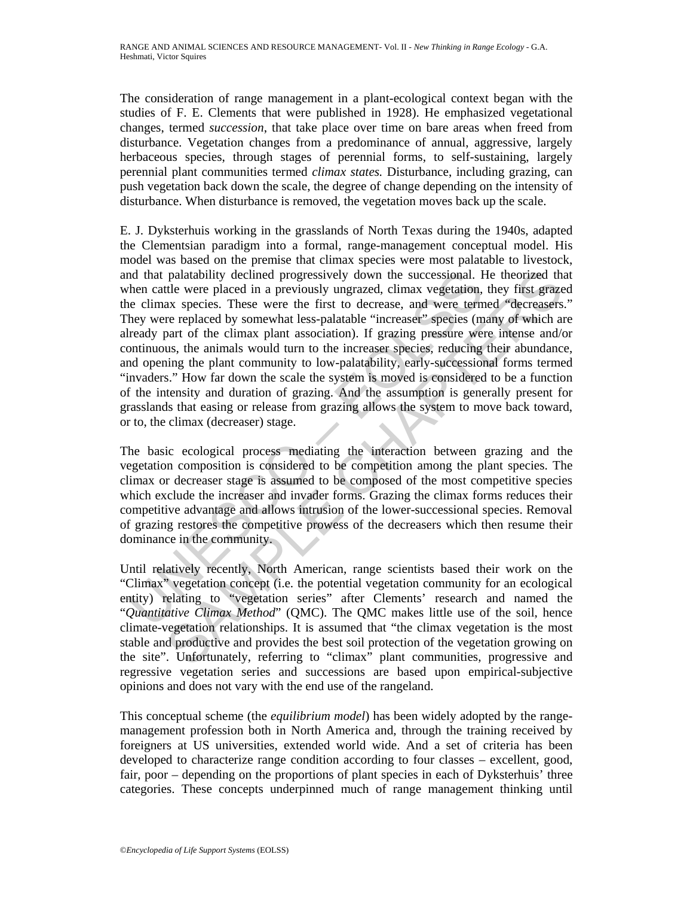The consideration of range management in a plant-ecological context began with the studies of F. E. Clements that were published in 1928). He emphasized vegetational changes, termed *succession*, that take place over time on bare areas when freed from disturbance. Vegetation changes from a predominance of annual, aggressive, largely herbaceous species, through stages of perennial forms, to self-sustaining, largely perennial plant communities termed *climax states.* Disturbance, including grazing, can push vegetation back down the scale, the degree of change depending on the intensity of disturbance. When disturbance is removed, the vegetation moves back up the scale.

E. J. Dyksterhuis working in the grasslands of North Texas during the 1940s, adapted the Clementsian paradigm into a formal, range-management conceptual model. His model was based on the premise that climax species were most palatable to livestock, and that palatability declined progressively down the successional. He theorized that when cattle were placed in a previously ungrazed, climax vegetation, they first grazed the climax species. These were the first to decrease, and were termed "decreasers." They were replaced by somewhat less-palatable "increaser" species (many of which are already part of the climax plant association). If grazing pressure were intense and/or continuous, the animals would turn to the increaser species, reducing their abundance, and opening the plant community to low-palatability, early-successional forms termed "invaders." How far down the scale the system is moved is considered to be a function of the intensity and duration of grazing. And the assumption is generally present for grasslands that easing or release from grazing allows the system to move back toward, or to, the climax (decreaser) stage.

The basic ecological process mediating the interaction between grazing and the vegetation composition is considered to be competition among the plant species. The climax or decreaser stage is assumed to be composed of the most competitive species which exclude the increaser and invader forms. Grazing the climax forms reduces their competitive advantage and allows intrusion of the lower-successional species. Removal of grazing restores the competitive prowess of the decreasers which then resume their dominance in the community.

Until relatively recently, North American, range scientists based their work on the "Climax" vegetation concept (i.e. the potential vegetation community for an ecological entity) relating to "vegetation series" after Clements' research and named the "*Quantitative Climax Method*" (QMC). The QMC makes little use of the soil, hence climate-vegetation relationships. It is assumed that "the climax vegetation is the most stable and productive and provides the best soil protection of the vegetation growing on the site". Unfortunately, referring to "climax" plant communities, progressive and regressive vegetation series and successions are based upon empirical-subjective opinions and does not vary with the end use of the rangeland.

This conceptual scheme (the *equilibrium model*) has been widely adopted by the range-management profession both in North America and, through the training received by foreigners at US universities, extended world wide. And a set of criteria has been developed to characterize range condition according to four classes – excellent, good, fair, poor – depending on the proportions of plant species in each of Dyksterhuis' three categories. These concepts underpinned much of range management thinking until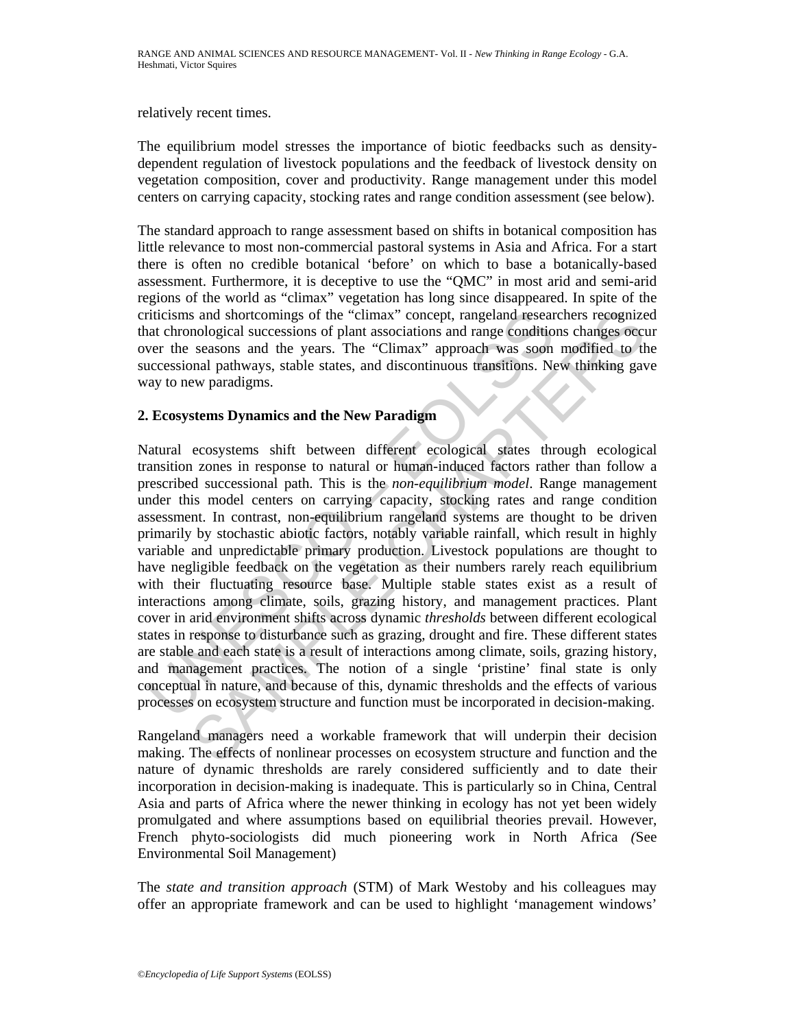relatively recent times.

The equilibrium model stresses the importance of biotic feedbacks such as density-dependent regulation of livestock populations and the feedback of livestock density on vegetation composition, cover and productivity. Range management under this model centers on carrying capacity, stocking rates and range condition assessment (see below).

The standard approach to range assessment based on shifts in botanical composition has little relevance to most non-commercial pastoral systems in Asia and Africa. For a start there is often no credible botanical 'before' on which to base a botanically-based assessment. Furthermore, it is deceptive to use the "QMC" in most arid and semi-arid regions of the world as "climax" vegetation has long since disappeared. In spite of the criticisms and shortcomings of the "climax" concept, rangeland researchers recognized that chronological successions of plant associations and range conditions changes occur over the seasons and the years. The "Climax" approach was soon modified to the successional pathways, stable states, and discontinuous transitions. New thinking gave way to new paradigms.

## 2. Ecosystems Dynamics and the New Paradigm

Natural ecosystems shift between different ecological states through ecological transition zones in response to natural or human-induced factors rather than follow a prescribed successional path. This is the *non-equilibrium model*. Range management under this model centers on carrying capacity, stocking rates and range condition assessment. In contrast, non-equilibrium rangeland systems are thought to be driven primarily by stochastic abiotic factors, notably variable rainfall, which result in highly variable and unpredictable primary production. Livestock populations are thought to have negligible feedback on the vegetation as their numbers rarely reach equilibrium with their fluctuating resource base. Multiple stable states exist as a result of interactions among climate, soils, grazing history, and management practices. Plant cover in arid environment shifts across dynamic *thresholds* between different ecological states in response to disturbance such as grazing, drought and fire. These different states are stable and each state is a result of interactions among climate, soils, grazing history, and management practices. The notion of a single 'pristine' final state is only conceptual in nature, and because of this, dynamic thresholds and the effects of various processes on ecosystem structure and function must be incorporated in decision-making.

Rangeland managers need a workable framework that will underpin their decision making. The effects of nonlinear processes on ecosystem structure and function and the nature of dynamic thresholds are rarely considered sufficiently and to date their incorporation in decision-making is inadequate. This is particularly so in China, Central Asia and parts of Africa where the newer thinking in ecology has not yet been widely promulgated and where assumptions based on equilibrial theories prevail. However, French phyto-sociologists did much pioneering work in North Africa (See Environmental Soil Management)

The *state and transition approach* (STM) of Mark Westoby and his colleagues may offer an appropriate framework and can be used to highlight 'management windows'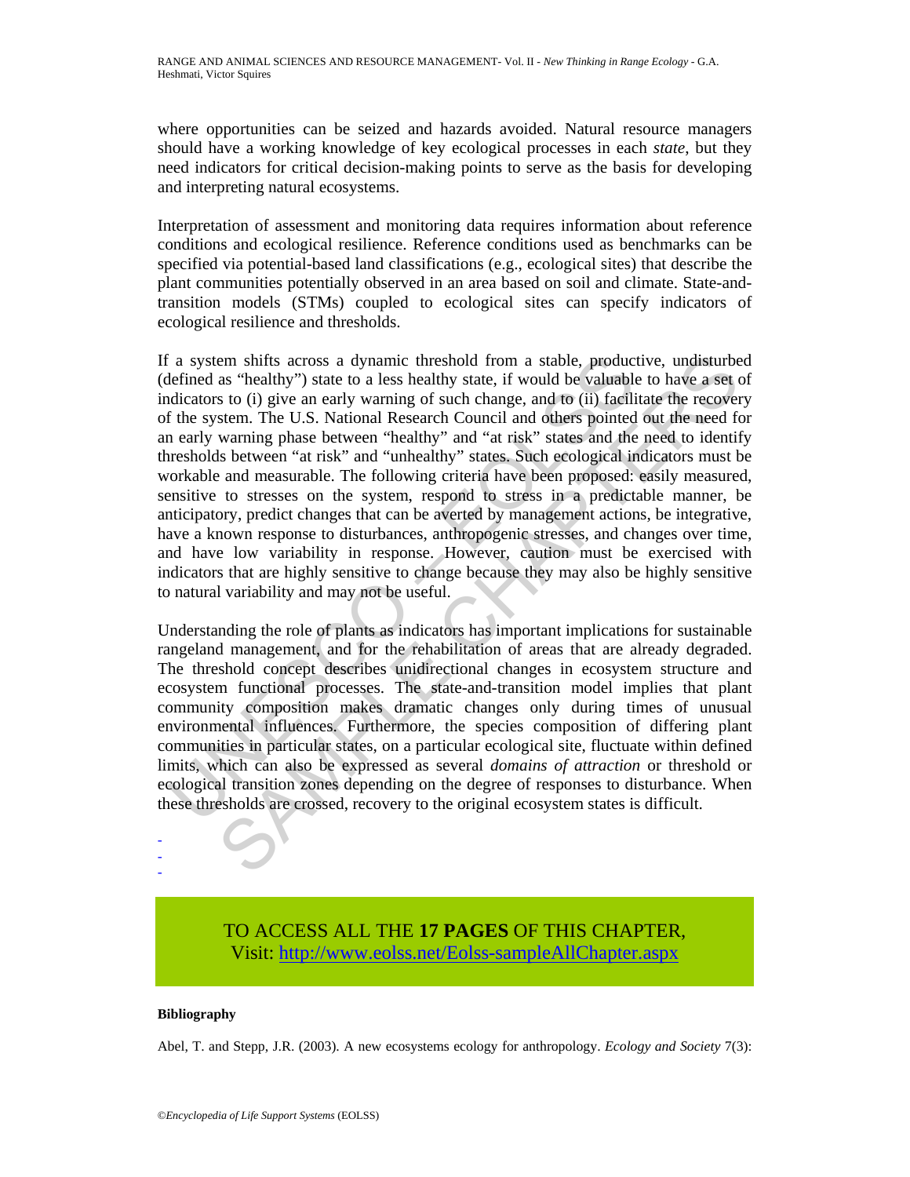where opportunities can be seized and hazards avoided. Natural resource managers should have a working knowledge of key ecological processes in each *state*, but they need indicators for critical decision-making points to serve as the basis for developing and interpreting natural ecosystems.

Interpretation of assessment and monitoring data requires information about reference conditions and ecological resilience. Reference conditions used as benchmarks can be specified via potential-based land classifications (e.g., ecological sites) that describe the plant communities potentially observed in an area based on soil and climate. State-and-transition models (STMs) coupled to ecological sites can specify indicators of ecological resilience and thresholds.

If a system shifts across a dynamic threshold from a stable, productive, undisturbed (defined as "healthy") state to a less healthy state, it would be valuable to have a set of indicators to (i) give an early warning of such change, and to (ii) facilitate the recovery of the system. The U.S. National Research Council and others pointed out the need for an early warning phase between "healthy" and "at risk" states and the need to identify thresholds between "at risk" and "unhealthy" states. Such ecological indicators must be workable and measurable. The following criteria have been proposed: easily measured, sensitive to stresses on the system, respond to stress in a predictable manner, be anticipatory, predict changes that can be averted by management actions, be integrative, have a known response to disturbances, anthropogenic stresses, and changes over time, and have low variability in response. However, caution must be exercised with indicators that are highly sensitive to change because they may also be highly sensitive to natural variability and may not be useful.

Understanding the role of plants as indicators has important implications for sustainable rangeland management, and for the rehabilitation of areas that are already degraded. The threshold concept describes unidirectional changes in ecosystem structure and ecosystem functional processes. The state-and-transition model implies that plant community composition makes dramatic changes only during times of unusual environmental influences. Furthermore, the species composition of differing plant communities in particular states, on a particular ecological site, fluctuate within defined limits, which can also be expressed as several *domains of attraction* or threshold or ecological transition zones depending on the degree of responses to disturbance. When these thresholds are crossed, recovery to the original ecosystem states is difficult.

-
-
-

TO ACCESS ALL THE **17 PAGES** OF THIS CHAPTER,
Visit: http://www.eolss.net/Eolss-sampleAllChapter.aspx

**Bibliography**

Abel, T. and Stepp, J.R. (2003). A new ecosystems ecology for anthropology. *Ecology and Society* 7(3):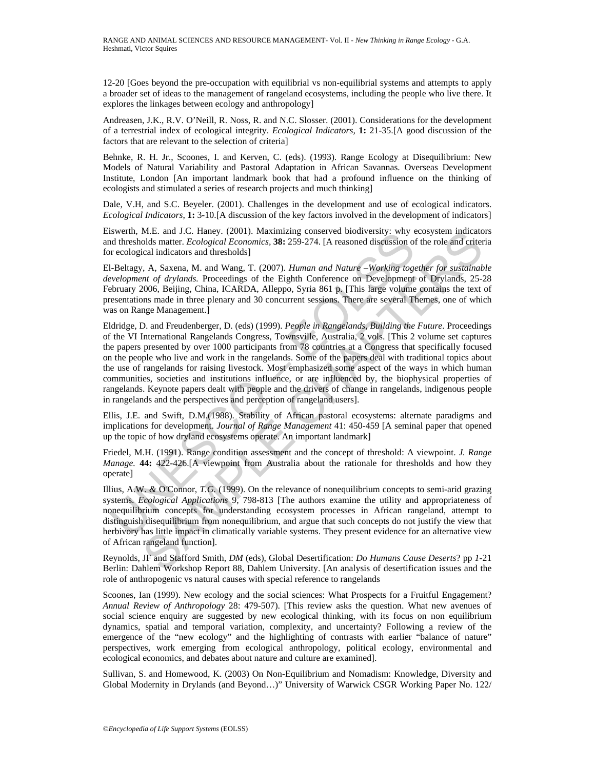12-20 [Goes beyond the pre-occupation with equilibrial vs non-equilibrial systems and attempts to apply a broader set of ideas to the management of rangeland ecosystems, including the people who live there. It explores the linkages between ecology and anthropology]

Andreasen, J.K., R.V. O'Neill, R. Noss, R. and N.C. Slosser. (2001). Considerations for the development of a terrestrial index of ecological integrity. *Ecological Indicators,* **1:** 21-35.[A good discussion of the factors that are relevant to the selection of criteria]

Behnke, R. H. Jr., Scoones, I. and Kerven, C. (eds). (1993). Range Ecology at Disequilibrium: New Models of Natural Variability and Pastoral Adaptation in African Savannas. Overseas Development Institute, London [An important landmark book that had a profound influence on the thinking of ecologists and stimulated a series of research projects and much thinking]

Dale, V.H, and S.C. Beyeler. (2001). Challenges in the development and use of ecological indicators. *Ecological Indicators*, **1:** 3-10.[A discussion of the key factors involved in the development of indicators]

Eiswerth, M.E. and J.C. Haney. (2001). Maximizing conserved biodiversity: why ecosystem indicators and thresholds matter. *Ecological Economics,* **38:** 259-274. [A reasoned discussion of the role and criteria for ecological indicators and thresholds]

El-Beltagy, A, Saxena, M. and Wang, T. (2007). *Human and Nature –Working together for sustainable development of drylands.* Proceedings of the Eighth Conference on Development of Drylands, 25-28 February 2006, Beijing, China, ICARDA, Alleppo, Syria 861 p. [This large volume contains the text of presentations made in three plenary and 30 concurrent sessions. There are several Themes, one of which was on Range Management.]

Eldridge, D. and Freudenberger, D. (eds) (1999). *People in Rangelands, Building the Future*. Proceedings of the VI International Rangelands Congress, Townsville, Australia, 2 vols. [This 2 volume set captures the papers presented by over 1000 participants from 78 countries at a Congress that specifically focused on the people who live and work in the rangelands. Some of the papers deal with traditional topics about the use of rangelands for raising livestock. Most emphasized some aspect of the ways in which human communities, societies and institutions influence, or are influenced by, the biophysical properties of rangelands. Keynote papers dealt with people and the drivers of change in rangelands, indigenous people in rangelands and the perspectives and perception of rangeland users].

Ellis, J.E. and Swift, D.M.(1988). Stability of African pastoral ecosystems: alternate paradigms and implications for development. *Journal of Range Management* 41: 450-459 [A seminal paper that opened up the topic of how dryland ecosystems operate. An important landmark]

Friedel, M.H. (1991). Range condition assessment and the concept of threshold: A viewpoint. *J. Range Manage.* **44:** 422-426.[A viewpoint from Australia about the rationale for thresholds and how they operate]

Illius, A.W. & O'Connor, *T.G.* (1999). On the relevance of nonequilibrium concepts to semi-arid grazing systems. *Ecological Applications* 9, 798-813 [The authors examine the utility and appropriateness of nonequilibrium concepts for understanding ecosystem processes in African rangeland, attempt to distinguish disequilibrium from nonequilibrium, and argue that such concepts do not justify the view that herbivory has little impact in climatically variable systems. They present evidence for an alternative view of African rangeland function].

Reynolds, JF and Stafford Smith, *DM* (eds), Global Desertification: *Do Humans Cause Deserts*? pp *1*-21 Berlin: Dahlem Workshop Report 88, Dahlem University. [An analysis of desertification issues and the role of anthropogenic vs natural causes with special reference to rangelands

Scoones, Ian (1999). New ecology and the social sciences: What Prospects for a Fruitful Engagement? *Annual Review of Anthropology* 28: 479-507). [This review asks the question. What new avenues of social science enquiry are suggested by new ecological thinking, with its focus on non equilibrium dynamics, spatial and temporal variation, complexity, and uncertainty? Following a review of the emergence of the "new ecology" and the highlighting of contrasts with earlier "balance of nature" perspectives, work emerging from ecological anthropology, political ecology, environmental and ecological economics, and debates about nature and culture are examined].

Sullivan, S. and Homewood, K. (2003) On Non-Equilibrium and Nomadism: Knowledge, Diversity and Global Modernity in Drylands (and Beyond…)" University of Warwick CSGR Working Paper No. 122/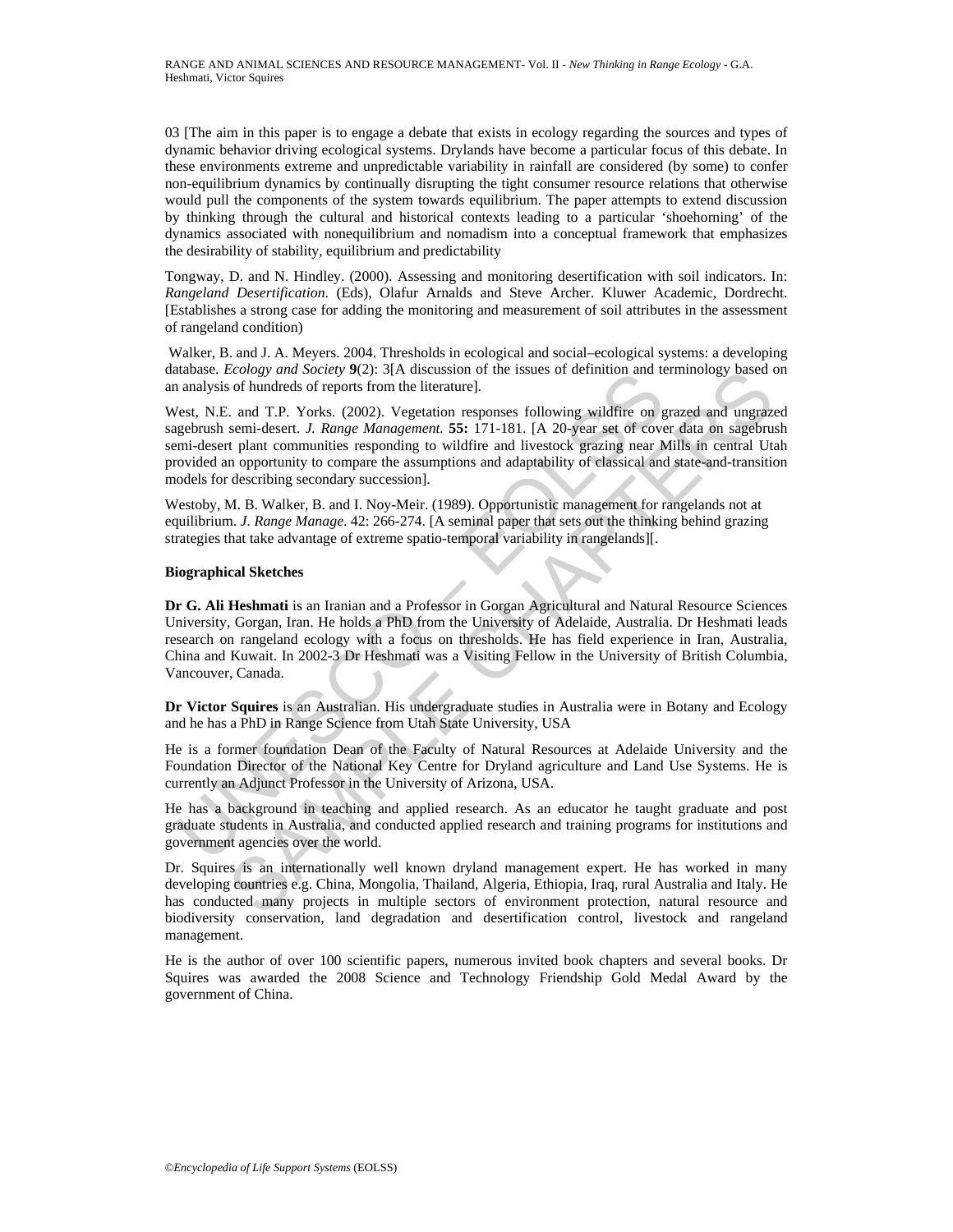03 [The aim in this paper is to engage a debate that exists in ecology regarding the sources and types of dynamic behavior driving ecological systems. Drylands have become a particular focus of this debate. In these environments extreme and unpredictable variability in rainfall are considered (by some) to confer non-equilibrium dynamics by continually disrupting the tight consumer resource relations that otherwise would pull the components of the system towards equilibrium. The paper attempts to extend discussion by thinking through the cultural and historical contexts leading to a particular 'shoehorning' of the dynamics associated with nonequilibrium and nomadism into a conceptual framework that emphasizes the desirability of stability, equilibrium and predictability

Tongway, D. and N. Hindley. (2000). Assessing and monitoring desertification with soil indicators. In: *Rangeland Desertification*. (Eds), Olafur Arnalds and Steve Archer. Kluwer Academic, Dordrecht. [Establishes a strong case for adding the monitoring and measurement of soil attributes in the assessment of rangeland condition)

Walker, B. and J. A. Meyers. 2004. Thresholds in ecological and social–ecological systems: a developing database. *Ecology and Society* **9**(2): 3[A discussion of the issues of definition and terminology based on an analysis of hundreds of reports from the literature].

West, N.E. and T.P. Yorks. (2002). Vegetation responses following wildfire on grazed and ungrazed sagebrush semi-desert. *J. Range Management.* **55:** 171-181. [A 20-year set of cover data on sagebrush semi-desert plant communities responding to wildfire and livestock grazing near Mills in central Utah provided an opportunity to compare the assumptions and adaptability of classical and state-and-transition models for describing secondary succession].

Westoby, M. B. Walker, B. and I. Noy-Meir. (1989). Opportunistic management for rangelands not at equilibrium. *J. Range Manage*. 42: 266-274. [A seminal paper that sets out the thinking behind grazing strategies that take advantage of extreme spatio-temporal variability in rangelands][.

### Biographical Sketches

**Dr G. Ali Heshmati** is an Iranian and a Professor in Gorgan Agricultural and Natural Resource Sciences University, Gorgan, Iran. He holds a PhD from the University of Adelaide, Australia. Dr Heshmati leads research on rangeland ecology with a focus on thresholds. He has field experience in Iran, Australia, China and Kuwait. In 2002-3 Dr Heshmati was a Visiting Fellow in the University of British Columbia, Vancouver, Canada.

**Dr Victor Squires** is an Australian. His undergraduate studies in Australia were in Botany and Ecology and he has a PhD in Range Science from Utah State University, USA

He is a former foundation Dean of the Faculty of Natural Resources at Adelaide University and the Foundation Director of the National Key Centre for Dryland agriculture and Land Use Systems. He is currently an Adjunct Professor in the University of Arizona, USA.

He has a background in teaching and applied research. As an educator he taught graduate and post graduate students in Australia, and conducted applied research and training programs for institutions and government agencies over the world.

Dr. Squires is an internationally well known dryland management expert. He has worked in many developing countries e.g. China, Mongolia, Thailand, Algeria, Ethiopia, Iraq, rural Australia and Italy. He has conducted many projects in multiple sectors of environment protection, natural resource and biodiversity conservation, land degradation and desertification control, livestock and rangeland management.

He is the author of over 100 scientific papers, numerous invited book chapters and several books. Dr Squires was awarded the 2008 Science and Technology Friendship Gold Medal Award by the government of China.